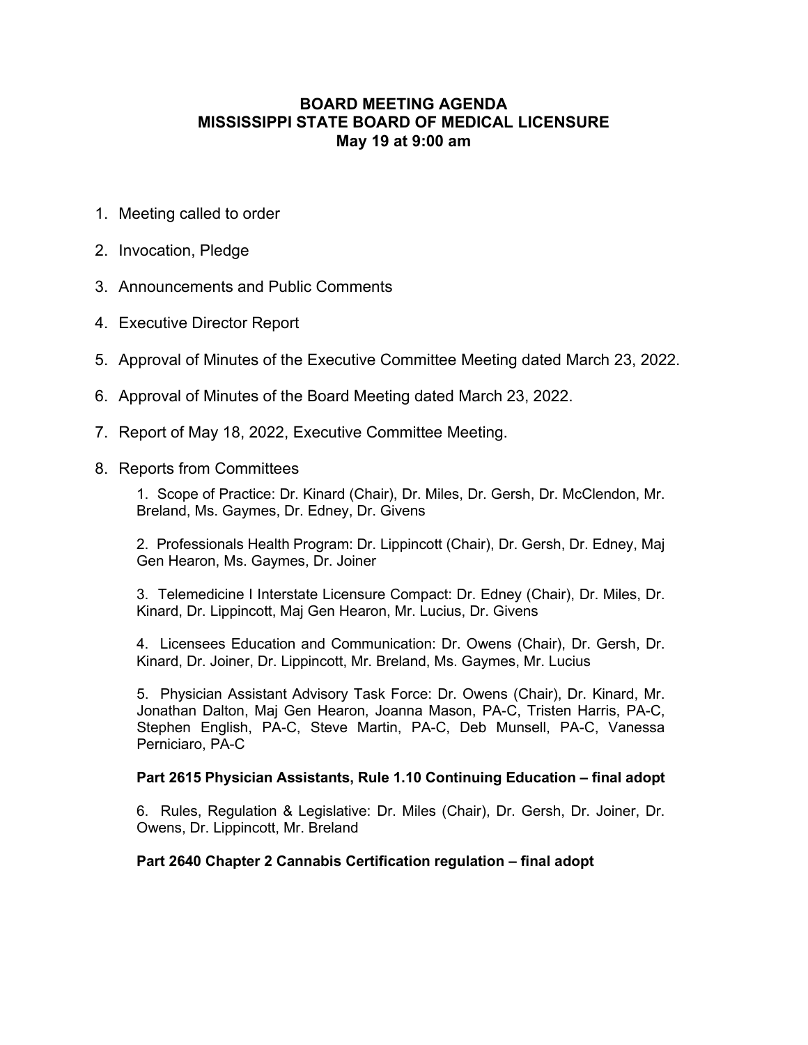# BOARD MEETING AGENDA
# MISSISSIPPI STATE BOARD OF MEDICAL LICENSURE
# May 19 at 9:00 am

1. Meeting called to order
2. Invocation, Pledge
3. Announcements and Public Comments
4. Executive Director Report
5. Approval of Minutes of the Executive Committee Meeting dated March 23, 2022.
6. Approval of Minutes of the Board Meeting dated March 23, 2022.
7. Report of May 18, 2022, Executive Committee Meeting.
8. Reports from Committees

   1. Scope of Practice: Dr. Kinard (Chair), Dr. Miles, Dr. Gersh, Dr. McClendon, Mr. Breland, Ms. Gaymes, Dr. Edney, Dr. Givens

   2. Professionals Health Program: Dr. Lippincott (Chair), Dr. Gersh, Dr. Edney, Maj Gen Hearon, Ms. Gaymes, Dr. Joiner

   3. Telemedicine I Interstate Licensure Compact: Dr. Edney (Chair), Dr. Miles, Dr. Kinard, Dr. Lippincott, Maj Gen Hearon, Mr. Lucius, Dr. Givens

   4. Licensees Education and Communication: Dr. Owens (Chair), Dr. Gersh, Dr. Kinard, Dr. Joiner, Dr. Lippincott, Mr. Breland, Ms. Gaymes, Mr. Lucius

   5. Physician Assistant Advisory Task Force: Dr. Owens (Chair), Dr. Kinard, Mr. Jonathan Dalton, Maj Gen Hearon, Joanna Mason, PA-C, Tristen Harris, PA-C, Stephen English, PA-C, Steve Martin, PA-C, Deb Munsell, PA-C, Vanessa Perniciaro, PA-C

   **Part 2615 Physician Assistants, Rule 1.10 Continuing Education – final adopt**

   6. Rules, Regulation & Legislative: Dr. Miles (Chair), Dr. Gersh, Dr. Joiner, Dr. Owens, Dr. Lippincott, Mr. Breland

   **Part 2640 Chapter 2 Cannabis Certification regulation – final adopt**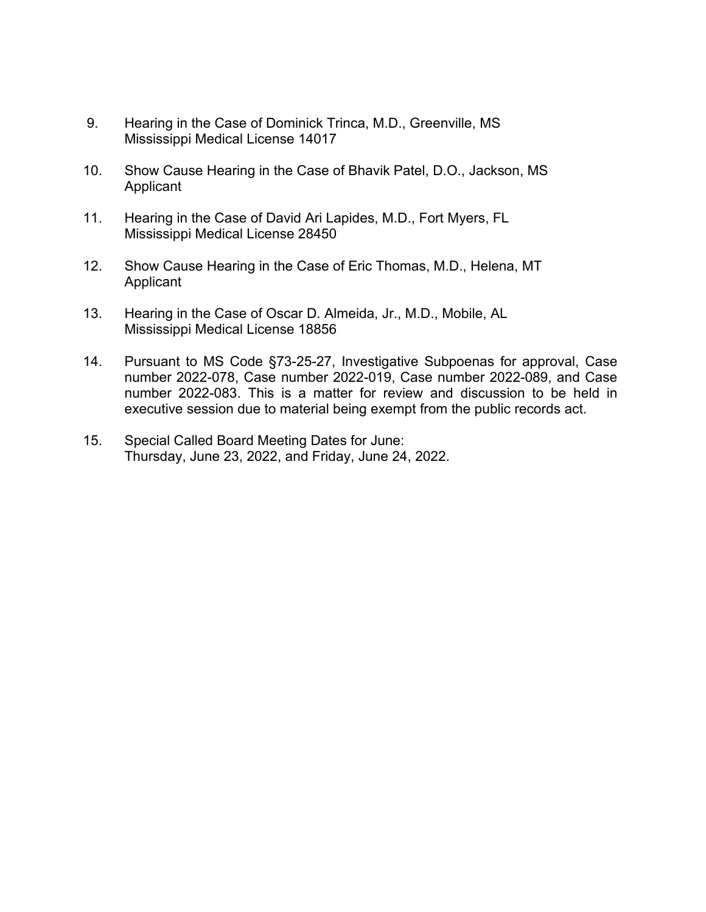9. Hearing in the Case of Dominick Trinca, M.D., Greenville, MS
   Mississippi Medical License 14017

10. Show Cause Hearing in the Case of Bhavik Patel, D.O., Jackson, MS
    Applicant

11. Hearing in the Case of David Ari Lapides, M.D., Fort Myers, FL
    Mississippi Medical License 28450

12. Show Cause Hearing in the Case of Eric Thomas, M.D., Helena, MT
    Applicant

13. Hearing in the Case of Oscar D. Almeida, Jr., M.D., Mobile, AL
    Mississippi Medical License 18856

14. Pursuant to MS Code §73-25-27, Investigative Subpoenas for approval, Case number 2022-078, Case number 2022-019, Case number 2022-089, and Case number 2022-083. This is a matter for review and discussion to be held in executive session due to material being exempt from the public records act.

15. Special Called Board Meeting Dates for June:
    Thursday, June 23, 2022, and Friday, June 24, 2022.